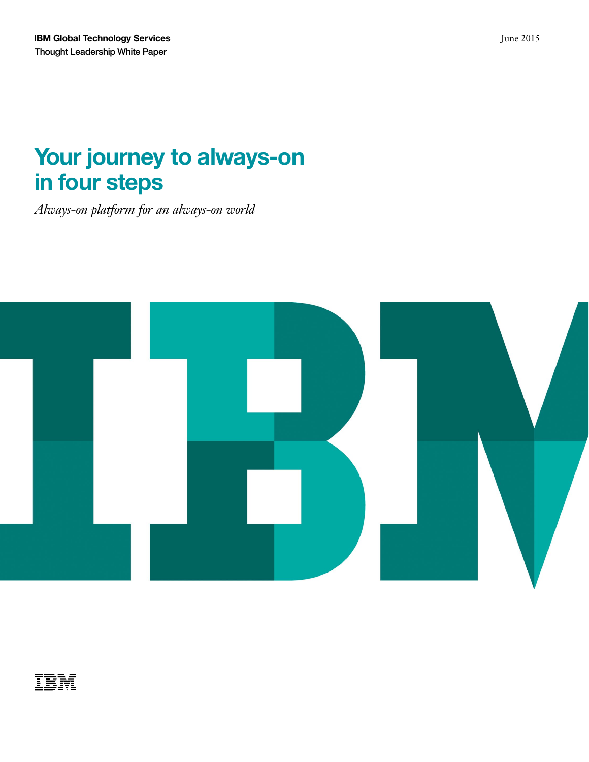**IBM Global Technology Services**
Thought Leadership White Paper

June 2015

# Your journey to always-on in four steps

*Always-on platform for an always-on world*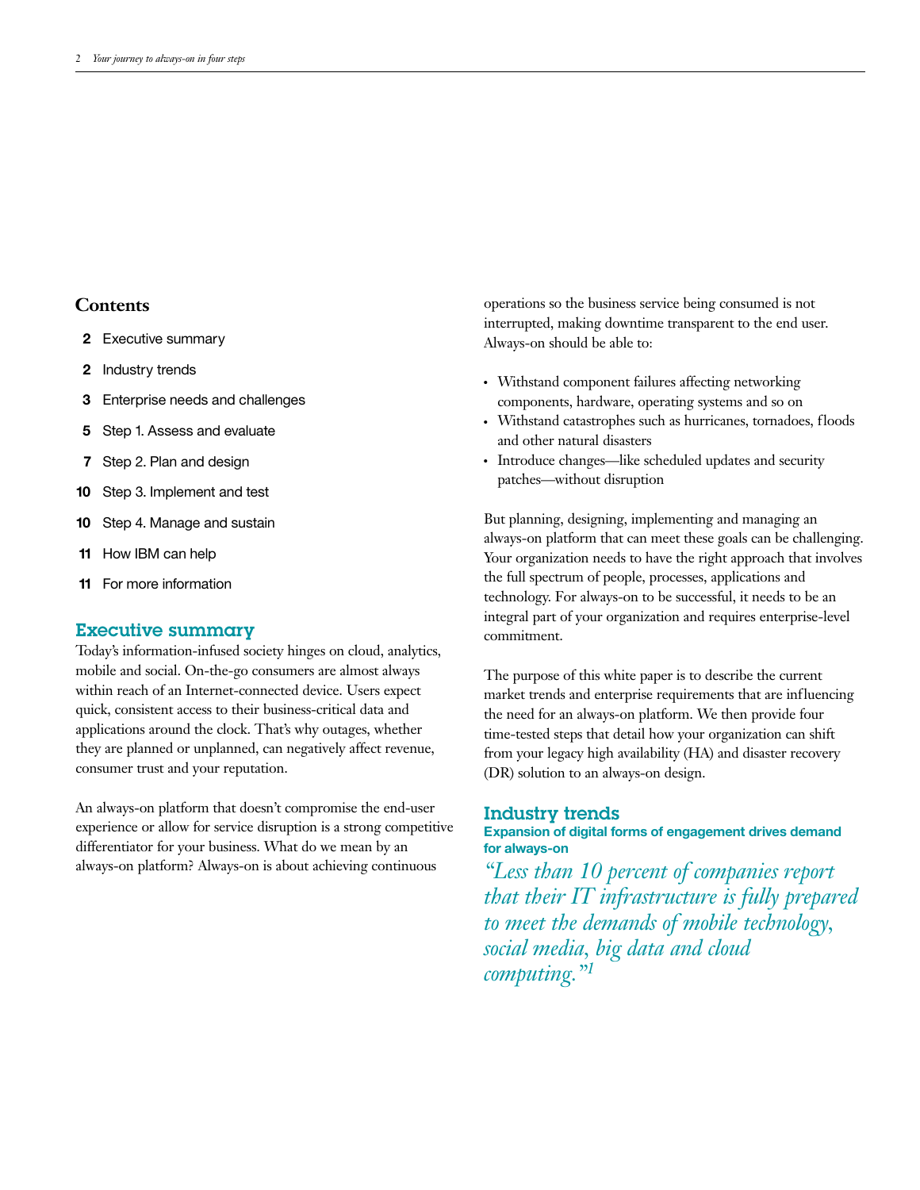## Contents

**2** Executive summary

**2** Industry trends

**3** Enterprise needs and challenges

**5** Step 1. Assess and evaluate

**7** Step 2. Plan and design

**10** Step 3. Implement and test

**10** Step 4. Manage and sustain

**11** How IBM can help

**11** For more information

## Executive summary

Today's information-infused society hinges on cloud, analytics, mobile and social. On-the-go consumers are almost always within reach of an Internet-connected device. Users expect quick, consistent access to their business-critical data and applications around the clock. That's why outages, whether they are planned or unplanned, can negatively affect revenue, consumer trust and your reputation.

An always-on platform that doesn't compromise the end-user experience or allow for service disruption is a strong competitive differentiator for your business. What do we mean by an always-on platform? Always-on is about achieving continuous operations so the business service being consumed is not interrupted, making downtime transparent to the end user. Always-on should be able to:

- Withstand component failures affecting networking components, hardware, operating systems and so on
- Withstand catastrophes such as hurricanes, tornadoes, floods and other natural disasters
- Introduce changes—like scheduled updates and security patches—without disruption

But planning, designing, implementing and managing an always-on platform that can meet these goals can be challenging. Your organization needs to have the right approach that involves the full spectrum of people, processes, applications and technology. For always-on to be successful, it needs to be an integral part of your organization and requires enterprise-level commitment.

The purpose of this white paper is to describe the current market trends and enterprise requirements that are influencing the need for an always-on platform. We then provide four time-tested steps that detail how your organization can shift from your legacy high availability (HA) and disaster recovery (DR) solution to an always-on design.

## Industry trends

### Expansion of digital forms of engagement drives demand for always-on

*"Less than 10 percent of companies report that their IT infrastructure is fully prepared to meet the demands of mobile technology, social media, big data and cloud computing."*[1]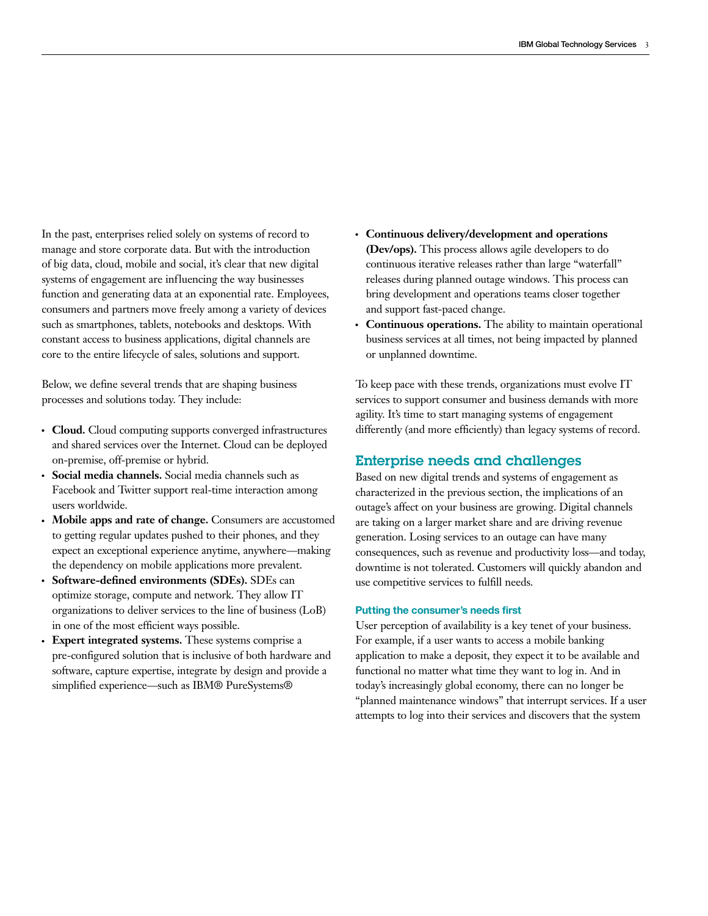In the past, enterprises relied solely on systems of record to manage and store corporate data. But with the introduction of big data, cloud, mobile and social, it's clear that new digital systems of engagement are influencing the way businesses function and generating data at an exponential rate. Employees, consumers and partners move freely among a variety of devices such as smartphones, tablets, notebooks and desktops. With constant access to business applications, digital channels are core to the entire lifecycle of sales, solutions and support.

Below, we define several trends that are shaping business processes and solutions today. They include:

- **Cloud.** Cloud computing supports converged infrastructures and shared services over the Internet. Cloud can be deployed on-premise, off-premise or hybrid.
- **Social media channels.** Social media channels such as Facebook and Twitter support real-time interaction among users worldwide.
- **Mobile apps and rate of change.** Consumers are accustomed to getting regular updates pushed to their phones, and they expect an exceptional experience anytime, anywhere—making the dependency on mobile applications more prevalent.
- **Software-defined environments (SDEs).** SDEs can optimize storage, compute and network. They allow IT organizations to deliver services to the line of business (LoB) in one of the most efficient ways possible.
- **Expert integrated systems.** These systems comprise a pre-configured solution that is inclusive of both hardware and software, capture expertise, integrate by design and provide a simplified experience—such as IBM® PureSystems®
- **Continuous delivery/development and operations (Dev/ops).** This process allows agile developers to do continuous iterative releases rather than large "waterfall" releases during planned outage windows. This process can bring development and operations teams closer together and support fast-paced change.
- **Continuous operations.** The ability to maintain operational business services at all times, not being impacted by planned or unplanned downtime.

To keep pace with these trends, organizations must evolve IT services to support consumer and business demands with more agility. It's time to start managing systems of engagement differently (and more efficiently) than legacy systems of record.

## Enterprise needs and challenges

Based on new digital trends and systems of engagement as characterized in the previous section, the implications of an outage's affect on your business are growing. Digital channels are taking on a larger market share and are driving revenue generation. Losing services to an outage can have many consequences, such as revenue and productivity loss—and today, downtime is not tolerated. Customers will quickly abandon and use competitive services to fulfill needs.

### Putting the consumer's needs first

User perception of availability is a key tenet of your business. For example, if a user wants to access a mobile banking application to make a deposit, they expect it to be available and functional no matter what time they want to log in. And in today's increasingly global economy, there can no longer be "planned maintenance windows" that interrupt services. If a user attempts to log into their services and discovers that the system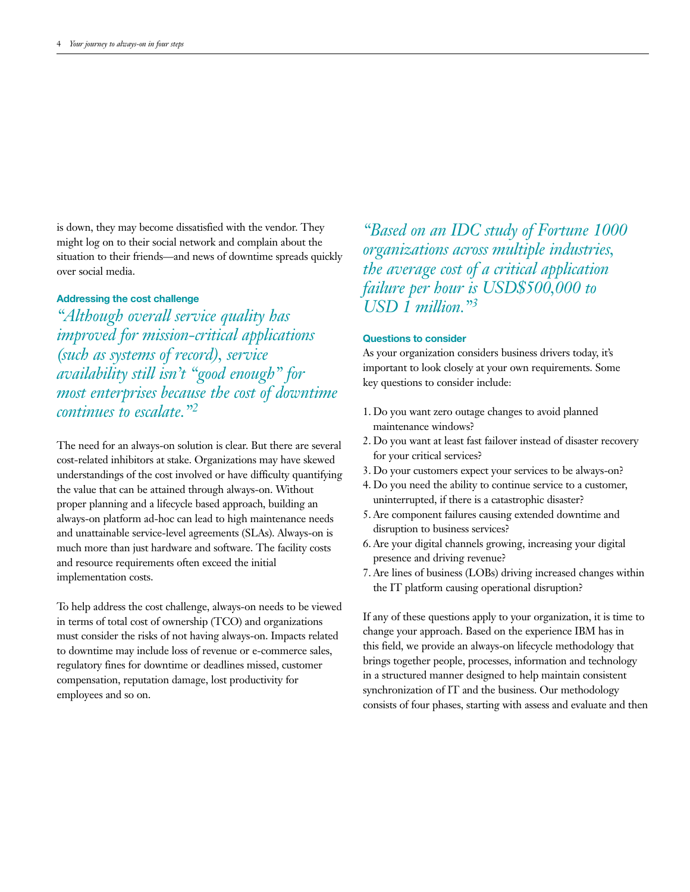is down, they may become dissatisfied with the vendor. They might log on to their social network and complain about the situation to their friends—and news of downtime spreads quickly over social media.

### Addressing the cost challenge

*"Although overall service quality has improved for mission-critical applications (such as systems of record), service availability still isn't "good enough" for most enterprises because the cost of downtime continues to escalate."[2]*

The need for an always-on solution is clear. But there are several cost-related inhibitors at stake. Organizations may have skewed understandings of the cost involved or have difficulty quantifying the value that can be attained through always-on. Without proper planning and a lifecycle based approach, building an always-on platform ad-hoc can lead to high maintenance needs and unattainable service-level agreements (SLAs). Always-on is much more than just hardware and software. The facility costs and resource requirements often exceed the initial implementation costs.

To help address the cost challenge, always-on needs to be viewed in terms of total cost of ownership (TCO) and organizations must consider the risks of not having always-on. Impacts related to downtime may include loss of revenue or e-commerce sales, regulatory fines for downtime or deadlines missed, customer compensation, reputation damage, lost productivity for employees and so on.

*"Based on an IDC study of Fortune 1000 organizations across multiple industries, the average cost of a critical application failure per hour is USD$500,000 to USD 1 million."[3]*

### Questions to consider

As your organization considers business drivers today, it's important to look closely at your own requirements. Some key questions to consider include:

1. Do you want zero outage changes to avoid planned maintenance windows?
2. Do you want at least fast failover instead of disaster recovery for your critical services?
3. Do your customers expect your services to be always-on?
4. Do you need the ability to continue service to a customer, uninterrupted, if there is a catastrophic disaster?
5. Are component failures causing extended downtime and disruption to business services?
6. Are your digital channels growing, increasing your digital presence and driving revenue?
7. Are lines of business (LOBs) driving increased changes within the IT platform causing operational disruption?

If any of these questions apply to your organization, it is time to change your approach. Based on the experience IBM has in this field, we provide an always-on lifecycle methodology that brings together people, processes, information and technology in a structured manner designed to help maintain consistent synchronization of IT and the business. Our methodology consists of four phases, starting with assess and evaluate and then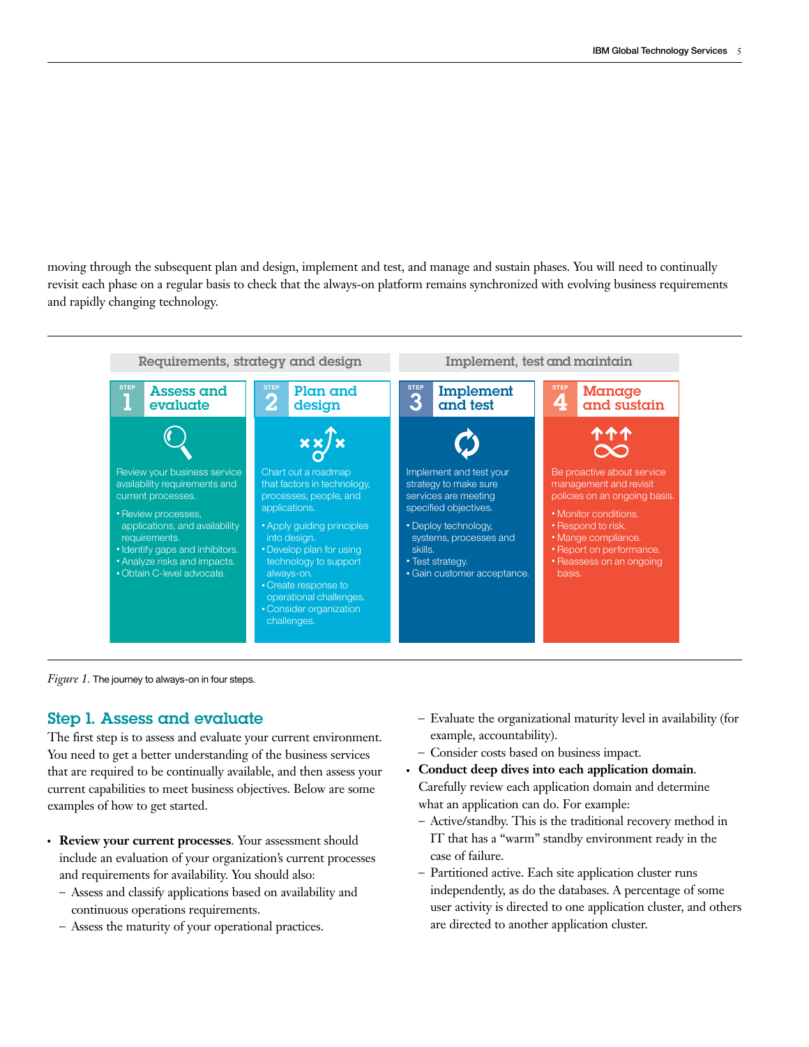moving through the subsequent plan and design, implement and test, and manage and sustain phases. You will need to continually revisit each phase on a regular basis to check that the always-on platform remains synchronized with evolving business requirements and rapidly changing technology.

**Requirements, strategy and design**

**STEP 1 Assess and evaluate**

Review your business service availability requirements and current processes.

- Review processes, applications, and availability requirements.
- Identify gaps and inhibitors.
- Analyze risks and impacts.
- Obtain C-level advocate.

**STEP 2 Plan and design**

Chart out a roadmap that factors in technology, processes, people, and applications.

- Apply guiding principles into design.
- Develop plan for using technology to support always-on.
- Create response to operational challenges.
- Consider organization challenges.

**Implement, test and maintain**

**STEP 3 Implement and test**

Implement and test your strategy to make sure services are meeting specified objectives.

- Deploy technology, systems, processes and skills.
- Test strategy.
- Gain customer acceptance.

**STEP 4 Manage and sustain**

Be proactive about service management and revisit policies on an ongoing basis.

- Monitor conditions.
- Respond to risk.
- Mange compliance.
- Report on performance.
- Reassess on an ongoing basis.

*Figure 1.* The journey to always-on in four steps.

## Step 1. Assess and evaluate

The first step is to assess and evaluate your current environment. You need to get a better understanding of the business services that are required to be continually available, and then assess your current capabilities to meet business objectives. Below are some examples of how to get started.

- **Review your current processes**. Your assessment should include an evaluation of your organization's current processes and requirements for availability. You should also:
  - Assess and classify applications based on availability and continuous operations requirements.
  - Assess the maturity of your operational practices.
  - Evaluate the organizational maturity level in availability (for example, accountability).
  - Consider costs based on business impact.
- **Conduct deep dives into each application domain**. Carefully review each application domain and determine what an application can do. For example:
  - Active/standby. This is the traditional recovery method in IT that has a "warm" standby environment ready in the case of failure.
  - Partitioned active. Each site application cluster runs independently, as do the databases. A percentage of some user activity is directed to one application cluster, and others are directed to another application cluster.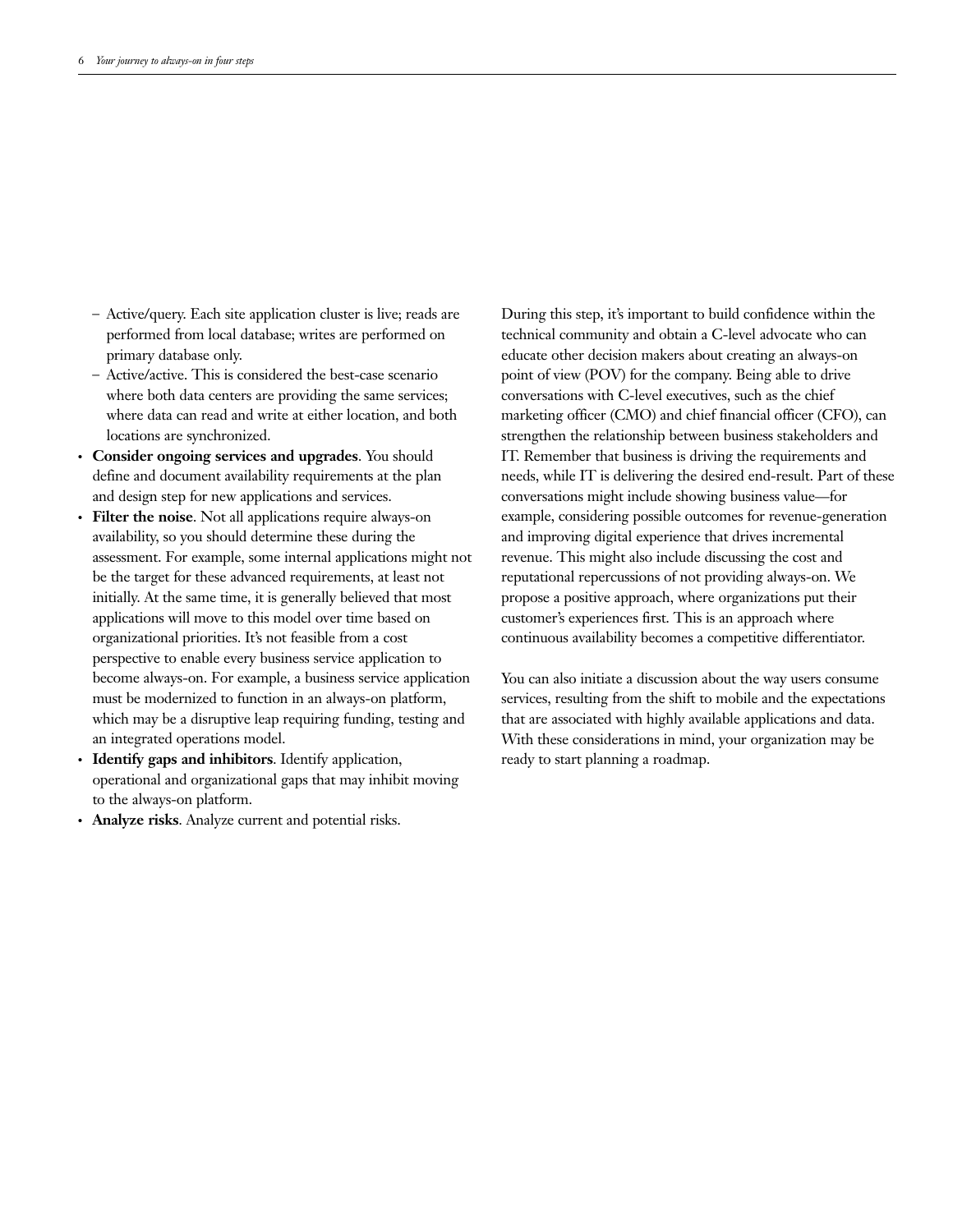- Active/query. Each site application cluster is live; reads are performed from local database; writes are performed on primary database only.
  - Active/active. This is considered the best-case scenario where both data centers are providing the same services; where data can read and write at either location, and both locations are synchronized.
- **Consider ongoing services and upgrades**. You should define and document availability requirements at the plan and design step for new applications and services.
- **Filter the noise**. Not all applications require always-on availability, so you should determine these during the assessment. For example, some internal applications might not be the target for these advanced requirements, at least not initially. At the same time, it is generally believed that most applications will move to this model over time based on organizational priorities. It's not feasible from a cost perspective to enable every business service application to become always-on. For example, a business service application must be modernized to function in an always-on platform, which may be a disruptive leap requiring funding, testing and an integrated operations model.
- **Identify gaps and inhibitors**. Identify application, operational and organizational gaps that may inhibit moving to the always-on platform.
- **Analyze risks**. Analyze current and potential risks.

During this step, it's important to build confidence within the technical community and obtain a C-level advocate who can educate other decision makers about creating an always-on point of view (POV) for the company. Being able to drive conversations with C-level executives, such as the chief marketing officer (CMO) and chief financial officer (CFO), can strengthen the relationship between business stakeholders and IT. Remember that business is driving the requirements and needs, while IT is delivering the desired end-result. Part of these conversations might include showing business value—for example, considering possible outcomes for revenue-generation and improving digital experience that drives incremental revenue. This might also include discussing the cost and reputational repercussions of not providing always-on. We propose a positive approach, where organizations put their customer's experiences first. This is an approach where continuous availability becomes a competitive differentiator.

You can also initiate a discussion about the way users consume services, resulting from the shift to mobile and the expectations that are associated with highly available applications and data. With these considerations in mind, your organization may be ready to start planning a roadmap.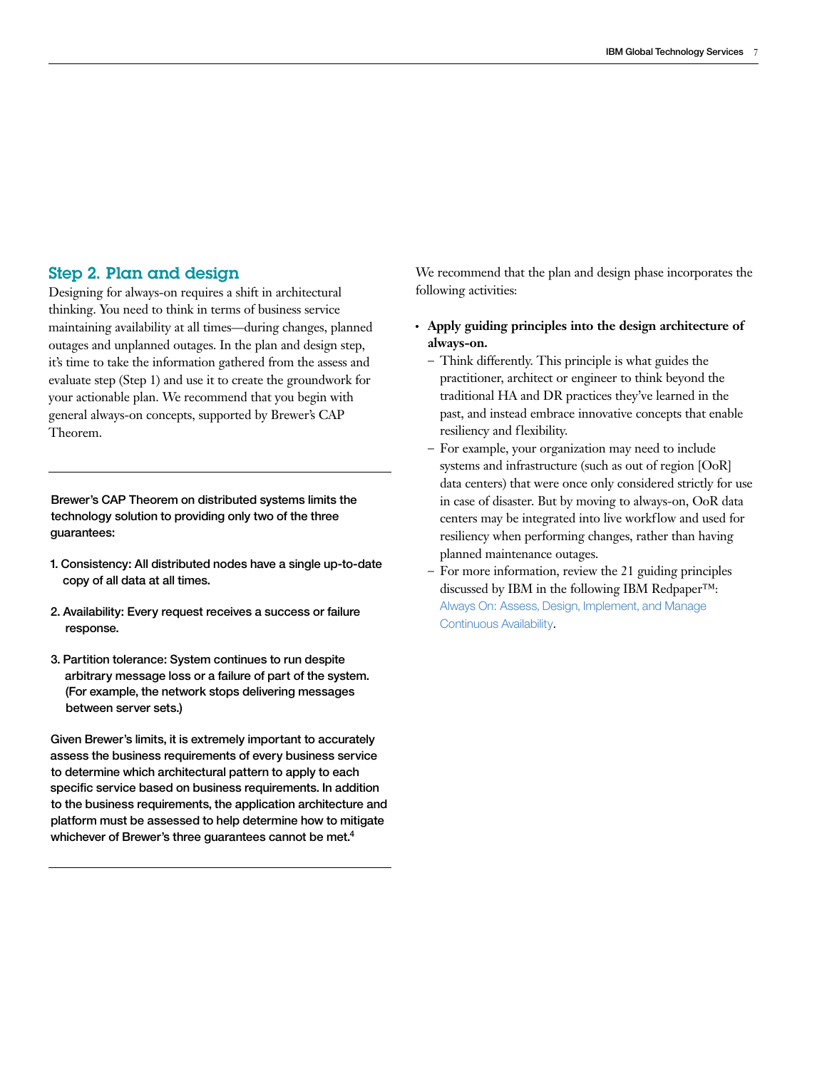## Step 2. Plan and design

Designing for always-on requires a shift in architectural thinking. You need to think in terms of business service maintaining availability at all times—during changes, planned outages and unplanned outages. In the plan and design step, it's time to take the information gathered from the assess and evaluate step (Step 1) and use it to create the groundwork for your actionable plan. We recommend that you begin with general always-on concepts, supported by Brewer's CAP Theorem.

---

**Brewer's CAP Theorem on distributed systems limits the technology solution to providing only two of the three guarantees:**

1. **Consistency: All distributed nodes have a single up-to-date copy of all data at all times.**
2. **Availability: Every request receives a success or failure response.**
3. **Partition tolerance: System continues to run despite arbitrary message loss or a failure of part of the system. (For example, the network stops delivering messages between server sets.)**

**Given Brewer's limits, it is extremely important to accurately assess the business requirements of every business service to determine which architectural pattern to apply to each specific service based on business requirements. In addition to the business requirements, the application architecture and platform must be assessed to help determine how to mitigate whichever of Brewer's three guarantees cannot be met.[4]**

---

We recommend that the plan and design phase incorporates the following activities:

- **Apply guiding principles into the design architecture of always-on.**
  - Think differently. This principle is what guides the practitioner, architect or engineer to think beyond the traditional HA and DR practices they've learned in the past, and instead embrace innovative concepts that enable resiliency and flexibility.
  - For example, your organization may need to include systems and infrastructure (such as out of region [OoR] data centers) that were once only considered strictly for use in case of disaster. But by moving to always-on, OoR data centers may be integrated into live workflow and used for resiliency when performing changes, rather than having planned maintenance outages.
  - For more information, review the 21 guiding principles discussed by IBM in the following IBM Redpaper™: Always On: Assess, Design, Implement, and Manage Continuous Availability.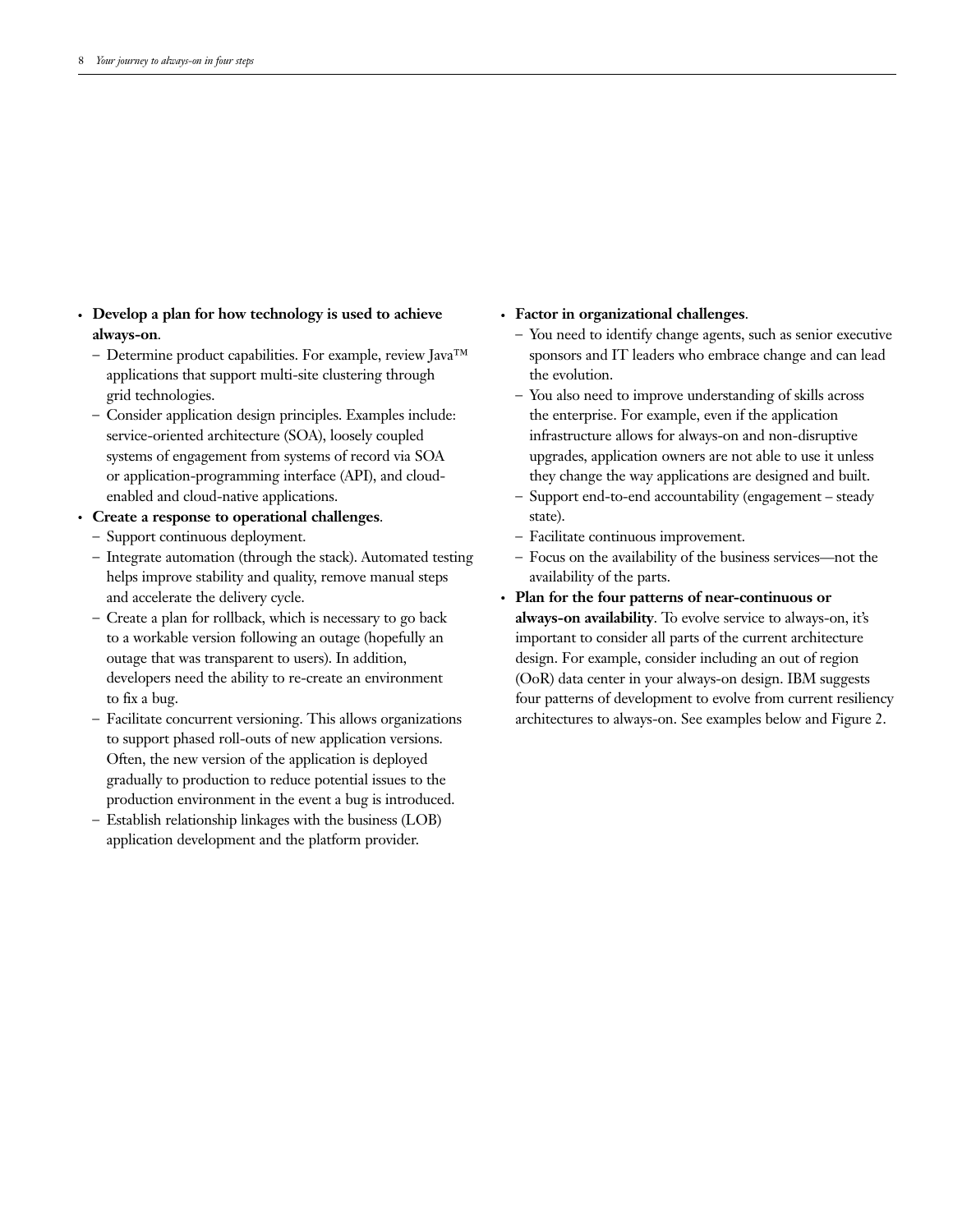- **Develop a plan for how technology is used to achieve always-on**.
  - Determine product capabilities. For example, review Java™ applications that support multi-site clustering through grid technologies.
  - Consider application design principles. Examples include: service-oriented architecture (SOA), loosely coupled systems of engagement from systems of record via SOA or application-programming interface (API), and cloud-enabled and cloud-native applications.
- **Create a response to operational challenges**.
  - Support continuous deployment.
  - Integrate automation (through the stack). Automated testing helps improve stability and quality, remove manual steps and accelerate the delivery cycle.
  - Create a plan for rollback, which is necessary to go back to a workable version following an outage (hopefully an outage that was transparent to users). In addition, developers need the ability to re-create an environment to fix a bug.
  - Facilitate concurrent versioning. This allows organizations to support phased roll-outs of new application versions. Often, the new version of the application is deployed gradually to production to reduce potential issues to the production environment in the event a bug is introduced.
  - Establish relationship linkages with the business (LOB) application development and the platform provider.
- **Factor in organizational challenges**.
  - You need to identify change agents, such as senior executive sponsors and IT leaders who embrace change and can lead the evolution.
  - You also need to improve understanding of skills across the enterprise. For example, even if the application infrastructure allows for always-on and non-disruptive upgrades, application owners are not able to use it unless they change the way applications are designed and built.
  - Support end-to-end accountability (engagement – steady state).
  - Facilitate continuous improvement.
  - Focus on the availability of the business services—not the availability of the parts.
- **Plan for the four patterns of near-continuous or always-on availability**. To evolve service to always-on, it's important to consider all parts of the current architecture design. For example, consider including an out of region (OoR) data center in your always-on design. IBM suggests four patterns of development to evolve from current resiliency architectures to always-on. See examples below and Figure 2.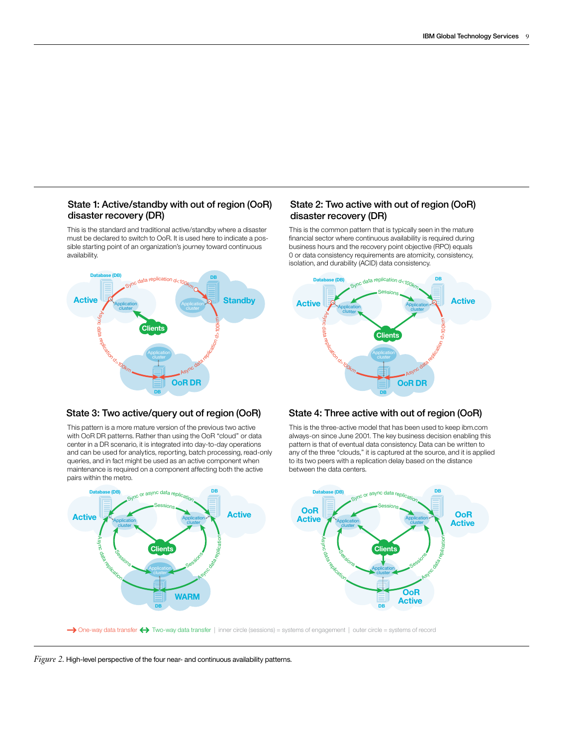### State 1: Active/standby with out of region (OoR) disaster recovery (DR)

This is the standard and traditional active/standby where a disaster must be declared to switch to OoR. It is used here to indicate a possible starting point of an organization's journey toward continuous availability.

### State 2: Two active with out of region (OoR) disaster recovery (DR)

This is the common pattern that is typically seen in the mature financial sector where continuous availability is required during business hours and the recovery point objective (RPO) equals 0 or data consistency requirements are atomicity, consistency, isolation, and durability (ACID) data consistency.

### State 3: Two active/query out of region (OoR)

This pattern is a more mature version of the previous two active with OoR DR patterns. Rather than using the OoR "cloud" or data center in a DR scenario, it is integrated into day-to-day operations and can be used for analytics, reporting, batch processing, read-only queries, and in fact might be used as an active component when maintenance is required on a component affecting both the active pairs within the metro.

### State 4: Three active with out of region (OoR)

This is the three-active model that has been used to keep ibm.com always-on since June 2001. The key business decision enabling this pattern is that of eventual data consistency. Data can be written to any of the three "clouds," it is captured at the source, and it is applied to its two peers with a replication delay based on the distance between the data centers.

One-way data transfer | Two-way data transfer | inner circle (sessions) = systems of engagement | outer circle = systems of record

*Figure 2.* High-level perspective of the four near- and continuous availability patterns.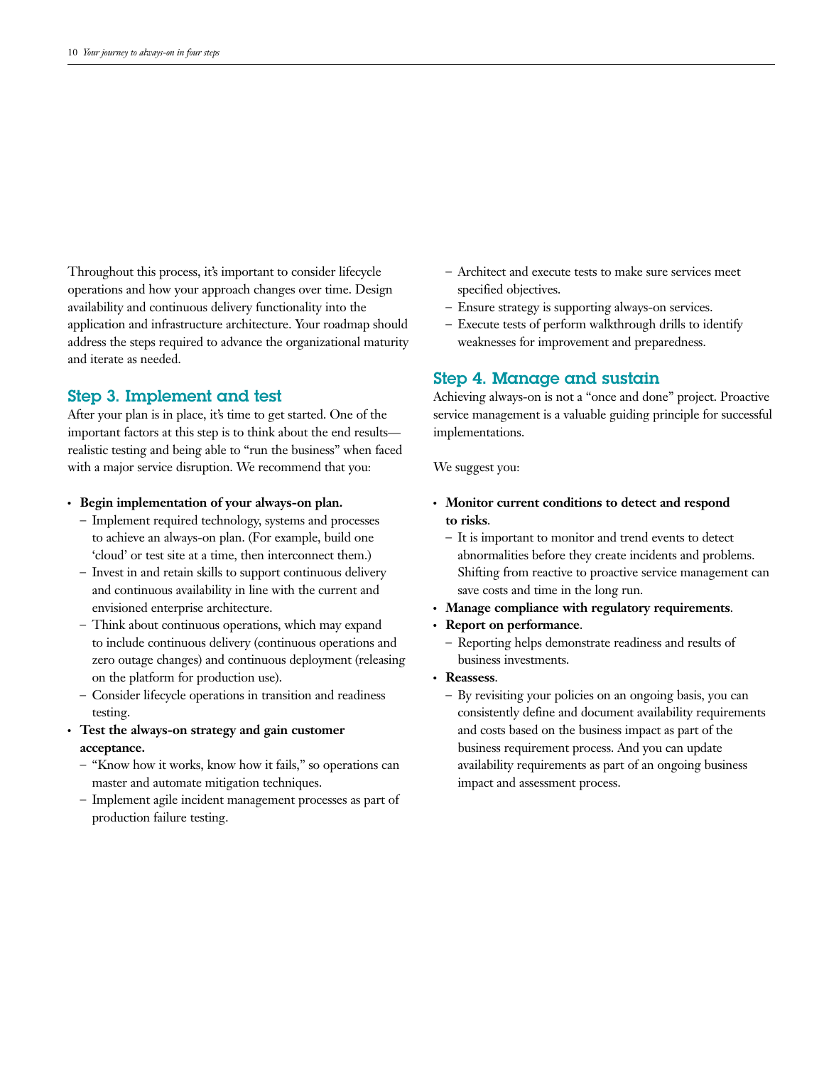Throughout this process, it's important to consider lifecycle operations and how your approach changes over time. Design availability and continuous delivery functionality into the application and infrastructure architecture. Your roadmap should address the steps required to advance the organizational maturity and iterate as needed.

## Step 3. Implement and test

After your plan is in place, it's time to get started. One of the important factors at this step is to think about the end results—realistic testing and being able to "run the business" when faced with a major service disruption. We recommend that you:

- **Begin implementation of your always-on plan.**
  - Implement required technology, systems and processes to achieve an always-on plan. (For example, build one 'cloud' or test site at a time, then interconnect them.)
  - Invest in and retain skills to support continuous delivery and continuous availability in line with the current and envisioned enterprise architecture.
  - Think about continuous operations, which may expand to include continuous delivery (continuous operations and zero outage changes) and continuous deployment (releasing on the platform for production use).
  - Consider lifecycle operations in transition and readiness testing.
- **Test the always-on strategy and gain customer acceptance.**
  - "Know how it works, know how it fails," so operations can master and automate mitigation techniques.
  - Implement agile incident management processes as part of production failure testing.
  - Architect and execute tests to make sure services meet specified objectives.
  - Ensure strategy is supporting always-on services.
  - Execute tests of perform walkthrough drills to identify weaknesses for improvement and preparedness.

## Step 4. Manage and sustain

Achieving always-on is not a "once and done" project. Proactive service management is a valuable guiding principle for successful implementations.

We suggest you:

- **Monitor current conditions to detect and respond to risks**.
  - It is important to monitor and trend events to detect abnormalities before they create incidents and problems. Shifting from reactive to proactive service management can save costs and time in the long run.
- **Manage compliance with regulatory requirements**.
- **Report on performance**.
  - Reporting helps demonstrate readiness and results of business investments.
- **Reassess**.
  - By revisiting your policies on an ongoing basis, you can consistently define and document availability requirements and costs based on the business impact as part of the business requirement process. And you can update availability requirements as part of an ongoing business impact and assessment process.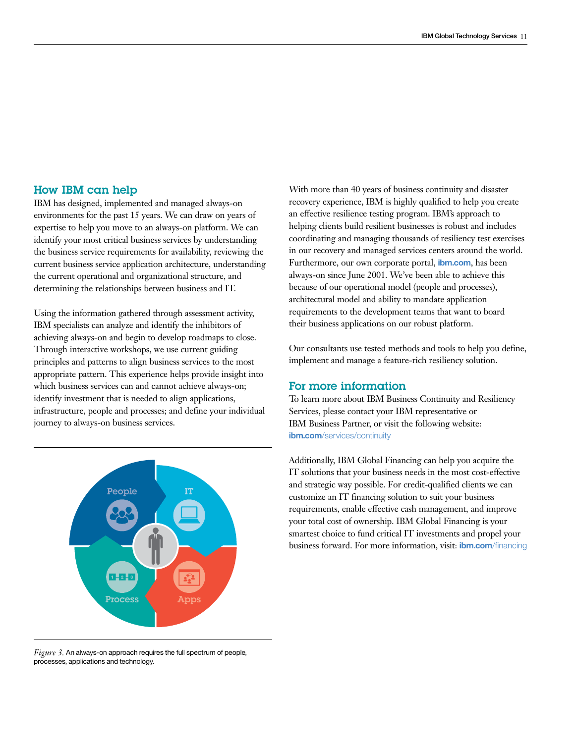## How IBM can help

IBM has designed, implemented and managed always-on environments for the past 15 years. We can draw on years of expertise to help you move to an always-on platform. We can identify your most critical business services by understanding the business service requirements for availability, reviewing the current business service application architecture, understanding the current operational and organizational structure, and determining the relationships between business and IT.

Using the information gathered through assessment activity, IBM specialists can analyze and identify the inhibitors of achieving always-on and begin to develop roadmaps to close. Through interactive workshops, we use current guiding principles and patterns to align business services to the most appropriate pattern. This experience helps provide insight into which business services can and cannot achieve always-on; identify investment that is needed to align applications, infrastructure, people and processes; and define your individual journey to always-on business services.

*Figure 3.* An always-on approach requires the full spectrum of people, processes, applications and technology.

With more than 40 years of business continuity and disaster recovery experience, IBM is highly qualified to help you create an effective resilience testing program. IBM's approach to helping clients build resilient businesses is robust and includes coordinating and managing thousands of resiliency test exercises in our recovery and managed services centers around the world. Furthermore, our own corporate portal, **ibm.com**, has been always-on since June 2001. We've been able to achieve this because of our operational model (people and processes), architectural model and ability to mandate application requirements to the development teams that want to board their business applications on our robust platform.

Our consultants use tested methods and tools to help you define, implement and manage a feature-rich resiliency solution.

## For more information

To learn more about IBM Business Continuity and Resiliency Services, please contact your IBM representative or IBM Business Partner, or visit the following website: **ibm.com**/services/continuity

Additionally, IBM Global Financing can help you acquire the IT solutions that your business needs in the most cost-effective and strategic way possible. For credit-qualified clients we can customize an IT financing solution to suit your business requirements, enable effective cash management, and improve your total cost of ownership. IBM Global Financing is your smartest choice to fund critical IT investments and propel your business forward. For more information, visit: **ibm.com**/financing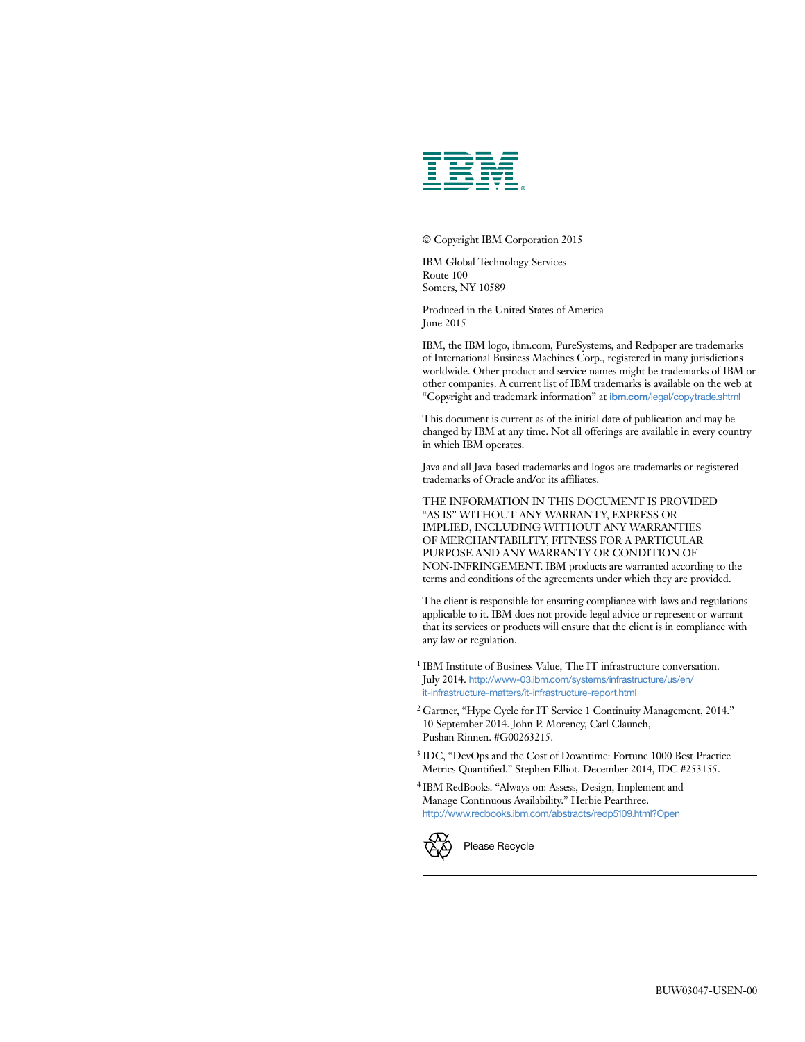© Copyright IBM Corporation 2015

IBM Global Technology Services
Route 100
Somers, NY 10589

Produced in the United States of America
June 2015

IBM, the IBM logo, ibm.com, PureSystems, and Redpaper are trademarks of International Business Machines Corp., registered in many jurisdictions worldwide. Other product and service names might be trademarks of IBM or other companies. A current list of IBM trademarks is available on the web at "Copyright and trademark information" at ibm.com/legal/copytrade.shtml

This document is current as of the initial date of publication and may be changed by IBM at any time. Not all offerings are available in every country in which IBM operates.

Java and all Java-based trademarks and logos are trademarks or registered trademarks of Oracle and/or its affiliates.

THE INFORMATION IN THIS DOCUMENT IS PROVIDED "AS IS" WITHOUT ANY WARRANTY, EXPRESS OR IMPLIED, INCLUDING WITHOUT ANY WARRANTIES OF MERCHANTABILITY, FITNESS FOR A PARTICULAR PURPOSE AND ANY WARRANTY OR CONDITION OF NON-INFRINGEMENT. IBM products are warranted according to the terms and conditions of the agreements under which they are provided.

The client is responsible for ensuring compliance with laws and regulations applicable to it. IBM does not provide legal advice or represent or warrant that its services or products will ensure that the client is in compliance with any law or regulation.

[1] IBM Institute of Business Value, The IT infrastructure conversation. July 2014. http://www-03.ibm.com/systems/infrastructure/us/en/it-infrastructure-matters/it-infrastructure-report.html

[2] Gartner, "Hype Cycle for IT Service 1 Continuity Management, 2014." 10 September 2014. John P. Morency, Carl Claunch, Pushan Rinnen. #G00263215.

[3] IDC, "DevOps and the Cost of Downtime: Fortune 1000 Best Practice Metrics Quantified." Stephen Elliot. December 2014, IDC #253155.

[4] IBM RedBooks. "Always on: Assess, Design, Implement and Manage Continuous Availability." Herbie Pearthree. http://www.redbooks.ibm.com/abstracts/redp5109.html?Open

Please Recycle

BUW03047-USEN-00